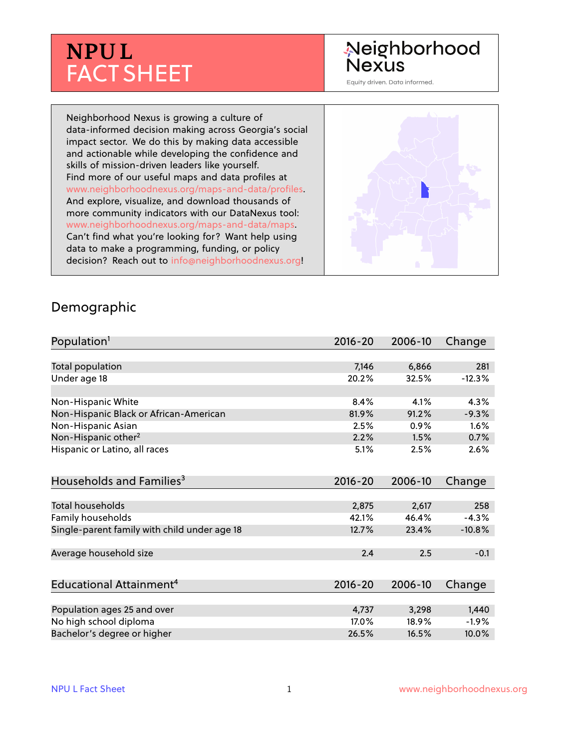# NPU L FACT SHEET

Neighborhood Nexus

Equity driven. Data informed.

Neighborhood Nexus is growing a culture of data-informed decision making across Georgia's social impact sector. We do this by making data accessible and actionable while developing the confidence and skills of mission-driven leaders like yourself. Find more of our useful maps and data profiles at www.neighborhoodnexus.org/maps-and-data/profiles. And explore, visualize, and download thousands of more community indicators with our DataNexus tool: www.neighborhoodnexus.org/maps-and-data/maps. Can't find what you're looking for? Want help using data to make a programming, funding, or policy decision? Reach out to info@neighborhoodnexus.org!

## Demographic

| Population[1] | 2016-20 | 2006-10 | Change |
|---|---|---|---|
| Total population | 7,146 | 6,866 | 281 |
| Under age 18 | 20.2% | 32.5% | -12.3% |
| | | | |
| Non-Hispanic White | 8.4% | 4.1% | 4.3% |
| Non-Hispanic Black or African-American | 81.9% | 91.2% | -9.3% |
| Non-Hispanic Asian | 2.5% | 0.9% | 1.6% |
| Non-Hispanic other[2] | 2.2% | 1.5% | 0.7% |
| Hispanic or Latino, all races | 5.1% | 2.5% | 2.6% |

| Households and Families[3] | 2016-20 | 2006-10 | Change |
|---|---|---|---|
| Total households | 2,875 | 2,617 | 258 |
| Family households | 42.1% | 46.4% | -4.3% |
| Single-parent family with child under age 18 | 12.7% | 23.4% | -10.8% |
| | | | |
| Average household size | 2.4 | 2.5 | -0.1 |

| Educational Attainment[4] | 2016-20 | 2006-10 | Change |
|---|---|---|---|
| Population ages 25 and over | 4,737 | 3,298 | 1,440 |
| No high school diploma | 17.0% | 18.9% | -1.9% |
| Bachelor's degree or higher | 26.5% | 16.5% | 10.0% |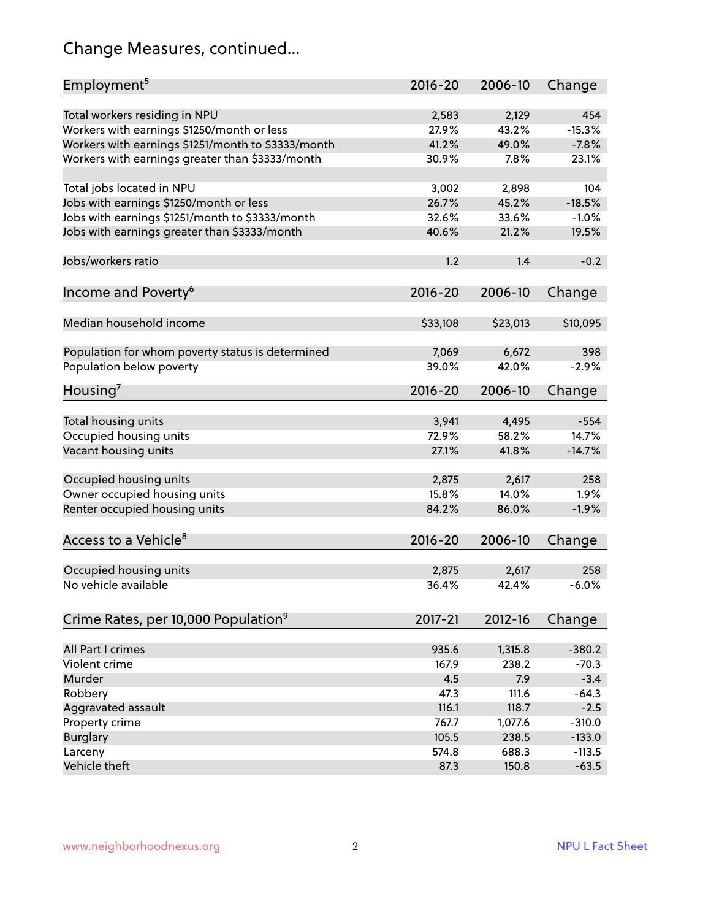# Change Measures, continued...

| Employment[5] | 2016-20 | 2006-10 | Change |
|---|---|---|---|
| Total workers residing in NPU | 2,583 | 2,129 | 454 |
| Workers with earnings $1250/month or less | 27.9% | 43.2% | -15.3% |
| Workers with earnings $1251/month to $3333/month | 41.2% | 49.0% | -7.8% |
| Workers with earnings greater than $3333/month | 30.9% | 7.8% | 23.1% |
| | | | |
| Total jobs located in NPU | 3,002 | 2,898 | 104 |
| Jobs with earnings $1250/month or less | 26.7% | 45.2% | -18.5% |
| Jobs with earnings $1251/month to $3333/month | 32.6% | 33.6% | -1.0% |
| Jobs with earnings greater than $3333/month | 40.6% | 21.2% | 19.5% |
| | | | |
| Jobs/workers ratio | 1.2 | 1.4 | -0.2 |

| Income and Poverty[6] | 2016-20 | 2006-10 | Change |
|---|---|---|---|
| Median household income | $33,108 | $23,013 | $10,095 |
| | | | |
| Population for whom poverty status is determined | 7,069 | 6,672 | 398 |
| Population below poverty | 39.0% | 42.0% | -2.9% |

| Housing[7] | 2016-20 | 2006-10 | Change |
|---|---|---|---|
| Total housing units | 3,941 | 4,495 | -554 |
| Occupied housing units | 72.9% | 58.2% | 14.7% |
| Vacant housing units | 27.1% | 41.8% | -14.7% |
| | | | |
| Occupied housing units | 2,875 | 2,617 | 258 |
| Owner occupied housing units | 15.8% | 14.0% | 1.9% |
| Renter occupied housing units | 84.2% | 86.0% | -1.9% |

| Access to a Vehicle[8] | 2016-20 | 2006-10 | Change |
|---|---|---|---|
| Occupied housing units | 2,875 | 2,617 | 258 |
| No vehicle available | 36.4% | 42.4% | -6.0% |

| Crime Rates, per 10,000 Population[9] | 2017-21 | 2012-16 | Change |
|---|---|---|---|
| All Part I crimes | 935.6 | 1,315.8 | -380.2 |
| Violent crime | 167.9 | 238.2 | -70.3 |
| Murder | 4.5 | 7.9 | -3.4 |
| Robbery | 47.3 | 111.6 | -64.3 |
| Aggravated assault | 116.1 | 118.7 | -2.5 |
| Property crime | 767.7 | 1,077.6 | -310.0 |
| Burglary | 105.5 | 238.5 | -133.0 |
| Larceny | 574.8 | 688.3 | -113.5 |
| Vehicle theft | 87.3 | 150.8 | -63.5 |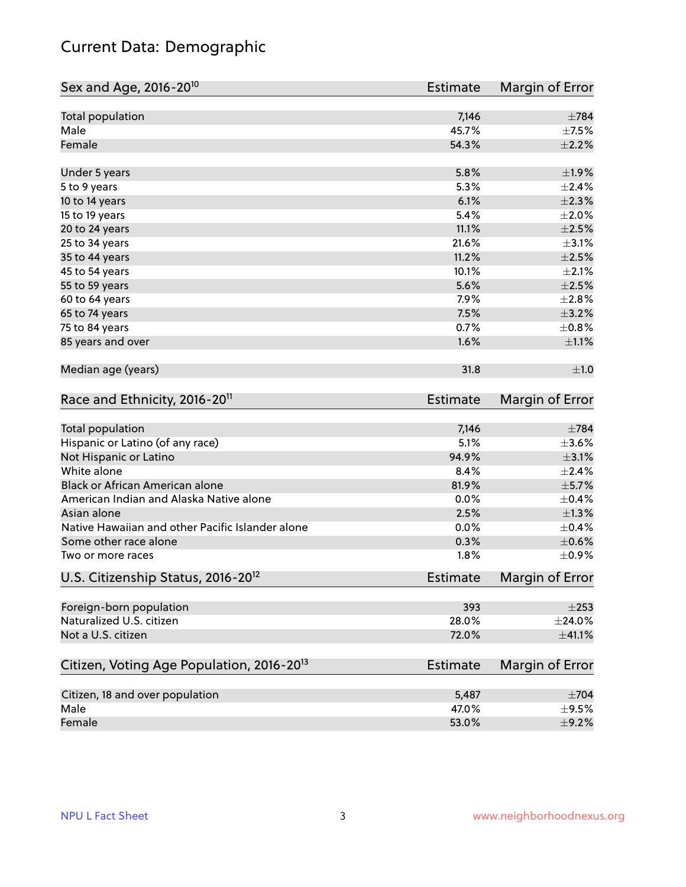# Current Data: Demographic

| Sex and Age, 2016-20[10] | Estimate | Margin of Error |
|---|---|---|
| Total population | 7,146 | ±784 |
| Male | 45.7% | ±7.5% |
| Female | 54.3% | ±2.2% |
| Under 5 years | 5.8% | ±1.9% |
| 5 to 9 years | 5.3% | ±2.4% |
| 10 to 14 years | 6.1% | ±2.3% |
| 15 to 19 years | 5.4% | ±2.0% |
| 20 to 24 years | 11.1% | ±2.5% |
| 25 to 34 years | 21.6% | ±3.1% |
| 35 to 44 years | 11.2% | ±2.5% |
| 45 to 54 years | 10.1% | ±2.1% |
| 55 to 59 years | 5.6% | ±2.5% |
| 60 to 64 years | 7.9% | ±2.8% |
| 65 to 74 years | 7.5% | ±3.2% |
| 75 to 84 years | 0.7% | ±0.8% |
| 85 years and over | 1.6% | ±1.1% |
| Median age (years) | 31.8 | ±1.0 |

| Race and Ethnicity, 2016-20[11] | Estimate | Margin of Error |
|---|---|---|
| Total population | 7,146 | ±784 |
| Hispanic or Latino (of any race) | 5.1% | ±3.6% |
| Not Hispanic or Latino | 94.9% | ±3.1% |
| White alone | 8.4% | ±2.4% |
| Black or African American alone | 81.9% | ±5.7% |
| American Indian and Alaska Native alone | 0.0% | ±0.4% |
| Asian alone | 2.5% | ±1.3% |
| Native Hawaiian and other Pacific Islander alone | 0.0% | ±0.4% |
| Some other race alone | 0.3% | ±0.6% |
| Two or more races | 1.8% | ±0.9% |

| U.S. Citizenship Status, 2016-20[12] | Estimate | Margin of Error |
|---|---|---|
| Foreign-born population | 393 | ±253 |
| Naturalized U.S. citizen | 28.0% | ±24.0% |
| Not a U.S. citizen | 72.0% | ±41.1% |

| Citizen, Voting Age Population, 2016-20[13] | Estimate | Margin of Error |
|---|---|---|
| Citizen, 18 and over population | 5,487 | ±704 |
| Male | 47.0% | ±9.5% |
| Female | 53.0% | ±9.2% |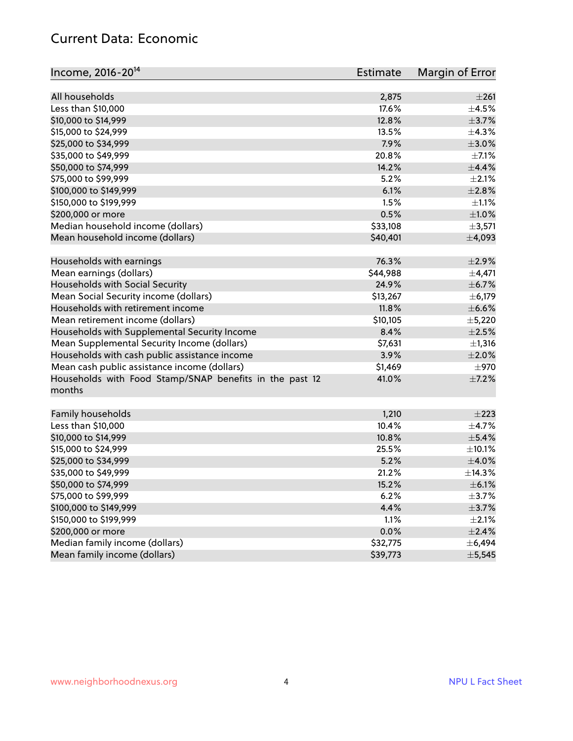## Current Data: Economic

| Income, 2016-20[14] | Estimate | Margin of Error |
|---|---|---|
| All households | 2,875 | ±261 |
| Less than $10,000 | 17.6% | ±4.5% |
| $10,000 to $14,999 | 12.8% | ±3.7% |
| $15,000 to $24,999 | 13.5% | ±4.3% |
| $25,000 to $34,999 | 7.9% | ±3.0% |
| $35,000 to $49,999 | 20.8% | ±7.1% |
| $50,000 to $74,999 | 14.2% | ±4.4% |
| $75,000 to $99,999 | 5.2% | ±2.1% |
| $100,000 to $149,999 | 6.1% | ±2.8% |
| $150,000 to $199,999 | 1.5% | ±1.1% |
| $200,000 or more | 0.5% | ±1.0% |
| Median household income (dollars) | $33,108 | ±3,571 |
| Mean household income (dollars) | $40,401 | ±4,093 |
| | | |
| Households with earnings | 76.3% | ±2.9% |
| Mean earnings (dollars) | $44,988 | ±4,471 |
| Households with Social Security | 24.9% | ±6.7% |
| Mean Social Security income (dollars) | $13,267 | ±6,179 |
| Households with retirement income | 11.8% | ±6.6% |
| Mean retirement income (dollars) | $10,105 | ±5,220 |
| Households with Supplemental Security Income | 8.4% | ±2.5% |
| Mean Supplemental Security Income (dollars) | $7,631 | ±1,316 |
| Households with cash public assistance income | 3.9% | ±2.0% |
| Mean cash public assistance income (dollars) | $1,469 | ±970 |
| Households with Food Stamp/SNAP benefits in the past 12 months | 41.0% | ±7.2% |
| | | |
| Family households | 1,210 | ±223 |
| Less than $10,000 | 10.4% | ±4.7% |
| $10,000 to $14,999 | 10.8% | ±5.4% |
| $15,000 to $24,999 | 25.5% | ±10.1% |
| $25,000 to $34,999 | 5.2% | ±4.0% |
| $35,000 to $49,999 | 21.2% | ±14.3% |
| $50,000 to $74,999 | 15.2% | ±6.1% |
| $75,000 to $99,999 | 6.2% | ±3.7% |
| $100,000 to $149,999 | 4.4% | ±3.7% |
| $150,000 to $199,999 | 1.1% | ±2.1% |
| $200,000 or more | 0.0% | ±2.4% |
| Median family income (dollars) | $32,775 | ±6,494 |
| Mean family income (dollars) | $39,773 | ±5,545 |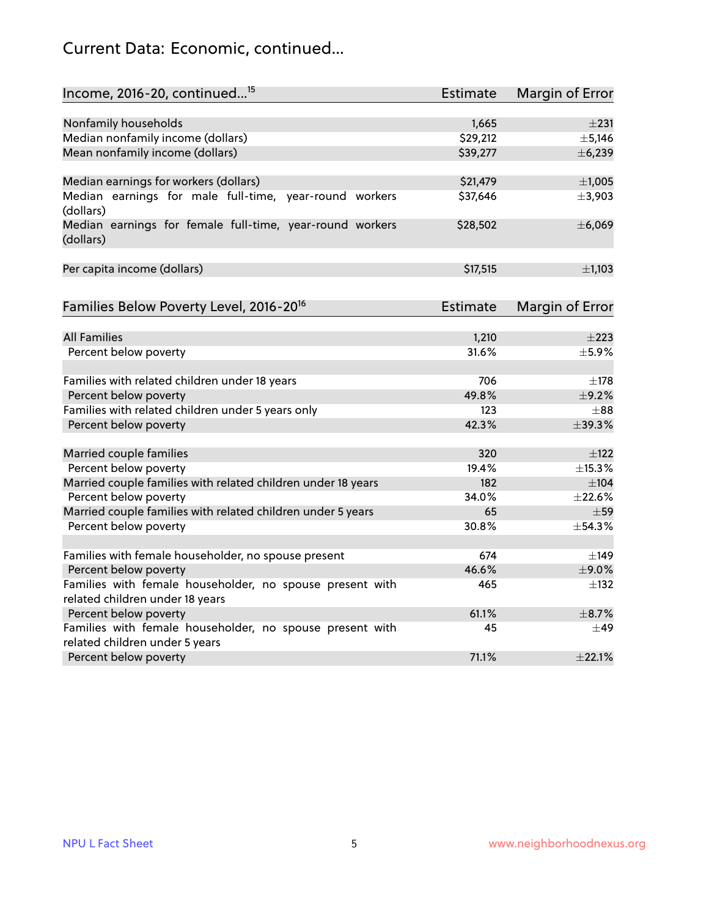# Current Data: Economic, continued...

| Income, 2016-20, continued...[15] | Estimate | Margin of Error |
|---|---|---|
| Nonfamily households | 1,665 | ±231 |
| Median nonfamily income (dollars) | $29,212 | ±5,146 |
| Mean nonfamily income (dollars) | $39,277 | ±6,239 |
| | | |
| Median earnings for workers (dollars) | $21,479 | ±1,005 |
| Median earnings for male full-time, year-round workers (dollars) | $37,646 | ±3,903 |
| Median earnings for female full-time, year-round workers (dollars) | $28,502 | ±6,069 |
| | | |
| Per capita income (dollars) | $17,515 | ±1,103 |

| Families Below Poverty Level, 2016-20[16] | Estimate | Margin of Error |
|---|---|---|
| All Families | 1,210 | ±223 |
| Percent below poverty | 31.6% | ±5.9% |
| | | |
| Families with related children under 18 years | 706 | ±178 |
| Percent below poverty | 49.8% | ±9.2% |
| Families with related children under 5 years only | 123 | ±88 |
| Percent below poverty | 42.3% | ±39.3% |
| | | |
| Married couple families | 320 | ±122 |
| Percent below poverty | 19.4% | ±15.3% |
| Married couple families with related children under 18 years | 182 | ±104 |
| Percent below poverty | 34.0% | ±22.6% |
| Married couple families with related children under 5 years | 65 | ±59 |
| Percent below poverty | 30.8% | ±54.3% |
| | | |
| Families with female householder, no spouse present | 674 | ±149 |
| Percent below poverty | 46.6% | ±9.0% |
| Families with female householder, no spouse present with related children under 18 years | 465 | ±132 |
| Percent below poverty | 61.1% | ±8.7% |
| Families with female householder, no spouse present with related children under 5 years | 45 | ±49 |
| Percent below poverty | 71.1% | ±22.1% |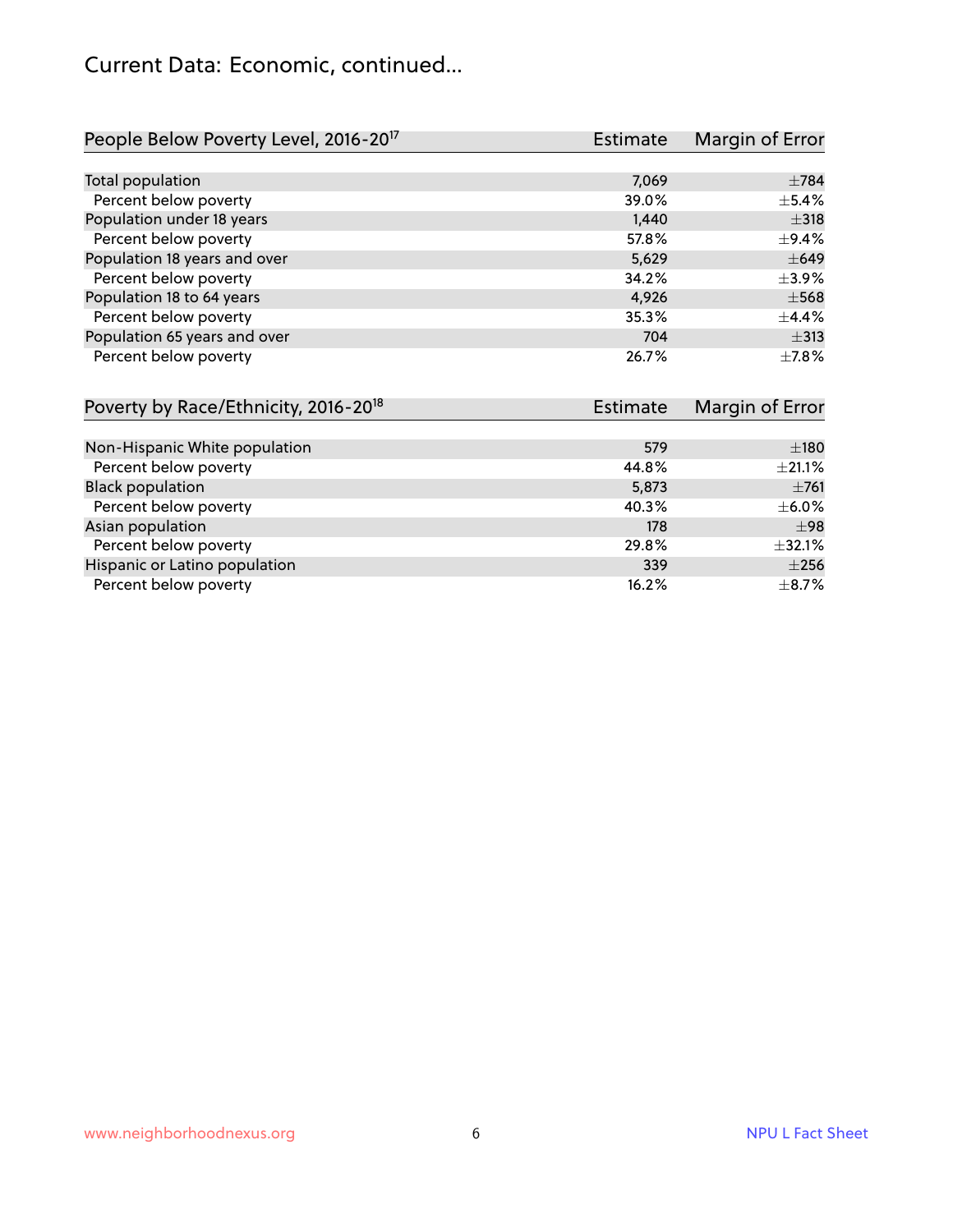# Current Data: Economic, continued...

| People Below Poverty Level, 2016-20[17] | Estimate | Margin of Error |
|---|---|---|
| Total population | 7,069 | ±784 |
| Percent below poverty | 39.0% | ±5.4% |
| Population under 18 years | 1,440 | ±318 |
| Percent below poverty | 57.8% | ±9.4% |
| Population 18 years and over | 5,629 | ±649 |
| Percent below poverty | 34.2% | ±3.9% |
| Population 18 to 64 years | 4,926 | ±568 |
| Percent below poverty | 35.3% | ±4.4% |
| Population 65 years and over | 704 | ±313 |
| Percent below poverty | 26.7% | ±7.8% |

| Poverty by Race/Ethnicity, 2016-20[18] | Estimate | Margin of Error |
|---|---|---|
| Non-Hispanic White population | 579 | ±180 |
| Percent below poverty | 44.8% | ±21.1% |
| Black population | 5,873 | ±761 |
| Percent below poverty | 40.3% | ±6.0% |
| Asian population | 178 | ±98 |
| Percent below poverty | 29.8% | ±32.1% |
| Hispanic or Latino population | 339 | ±256 |
| Percent below poverty | 16.2% | ±8.7% |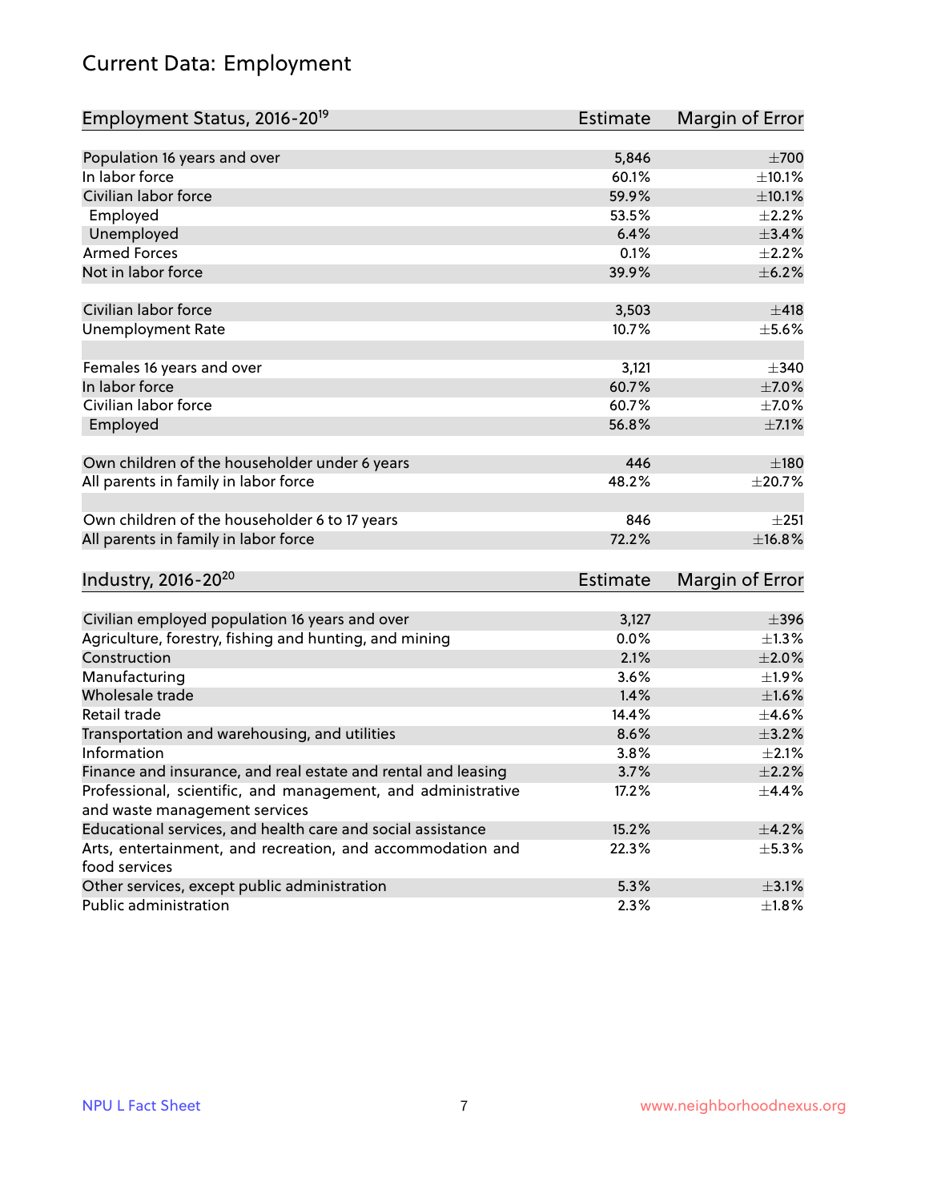# Current Data: Employment

| Employment Status, 2016-20[19] | Estimate | Margin of Error |
|---|---|---|
| Population 16 years and over | 5,846 | ±700 |
| In labor force | 60.1% | ±10.1% |
| Civilian labor force | 59.9% | ±10.1% |
| Employed | 53.5% | ±2.2% |
| Unemployed | 6.4% | ±3.4% |
| Armed Forces | 0.1% | ±2.2% |
| Not in labor force | 39.9% | ±6.2% |
| | | |
| Civilian labor force | 3,503 | ±418 |
| Unemployment Rate | 10.7% | ±5.6% |
| | | |
| Females 16 years and over | 3,121 | ±340 |
| In labor force | 60.7% | ±7.0% |
| Civilian labor force | 60.7% | ±7.0% |
| Employed | 56.8% | ±7.1% |
| | | |
| Own children of the householder under 6 years | 446 | ±180 |
| All parents in family in labor force | 48.2% | ±20.7% |
| | | |
| Own children of the householder 6 to 17 years | 846 | ±251 |
| All parents in family in labor force | 72.2% | ±16.8% |

| Industry, 2016-20[20] | Estimate | Margin of Error |
|---|---|---|
| Civilian employed population 16 years and over | 3,127 | ±396 |
| Agriculture, forestry, fishing and hunting, and mining | 0.0% | ±1.3% |
| Construction | 2.1% | ±2.0% |
| Manufacturing | 3.6% | ±1.9% |
| Wholesale trade | 1.4% | ±1.6% |
| Retail trade | 14.4% | ±4.6% |
| Transportation and warehousing, and utilities | 8.6% | ±3.2% |
| Information | 3.8% | ±2.1% |
| Finance and insurance, and real estate and rental and leasing | 3.7% | ±2.2% |
| Professional, scientific, and management, and administrative and waste management services | 17.2% | ±4.4% |
| Educational services, and health care and social assistance | 15.2% | ±4.2% |
| Arts, entertainment, and recreation, and accommodation and food services | 22.3% | ±5.3% |
| Other services, except public administration | 5.3% | ±3.1% |
| Public administration | 2.3% | ±1.8% |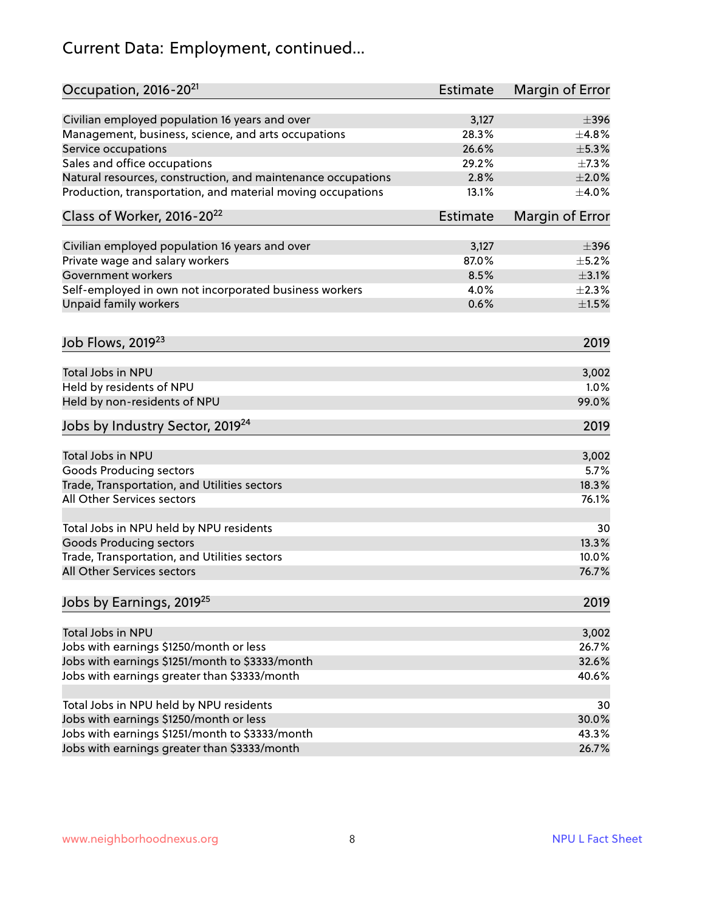# Current Data: Employment, continued...

| Occupation, 2016-20[21] | Estimate | Margin of Error |
|---|---|---|
| Civilian employed population 16 years and over | 3,127 | ±396 |
| Management, business, science, and arts occupations | 28.3% | ±4.8% |
| Service occupations | 26.6% | ±5.3% |
| Sales and office occupations | 29.2% | ±7.3% |
| Natural resources, construction, and maintenance occupations | 2.8% | ±2.0% |
| Production, transportation, and material moving occupations | 13.1% | ±4.0% |

| Class of Worker, 2016-20[22] | Estimate | Margin of Error |
|---|---|---|
| Civilian employed population 16 years and over | 3,127 | ±396 |
| Private wage and salary workers | 87.0% | ±5.2% |
| Government workers | 8.5% | ±3.1% |
| Self-employed in own not incorporated business workers | 4.0% | ±2.3% |
| Unpaid family workers | 0.6% | ±1.5% |

| Job Flows, 2019[23] | 2019 |
|---|---|
| Total Jobs in NPU | 3,002 |
| Held by residents of NPU | 1.0% |
| Held by non-residents of NPU | 99.0% |

| Jobs by Industry Sector, 2019[24] | 2019 |
|---|---|
| Total Jobs in NPU | 3,002 |
| Goods Producing sectors | 5.7% |
| Trade, Transportation, and Utilities sectors | 18.3% |
| All Other Services sectors | 76.1% |
| | |
| Total Jobs in NPU held by NPU residents | 30 |
| Goods Producing sectors | 13.3% |
| Trade, Transportation, and Utilities sectors | 10.0% |
| All Other Services sectors | 76.7% |

| Jobs by Earnings, 2019[25] | 2019 |
|---|---|
| Total Jobs in NPU | 3,002 |
| Jobs with earnings $1250/month or less | 26.7% |
| Jobs with earnings $1251/month to $3333/month | 32.6% |
| Jobs with earnings greater than $3333/month | 40.6% |
| | |
| Total Jobs in NPU held by NPU residents | 30 |
| Jobs with earnings $1250/month or less | 30.0% |
| Jobs with earnings $1251/month to $3333/month | 43.3% |
| Jobs with earnings greater than $3333/month | 26.7% |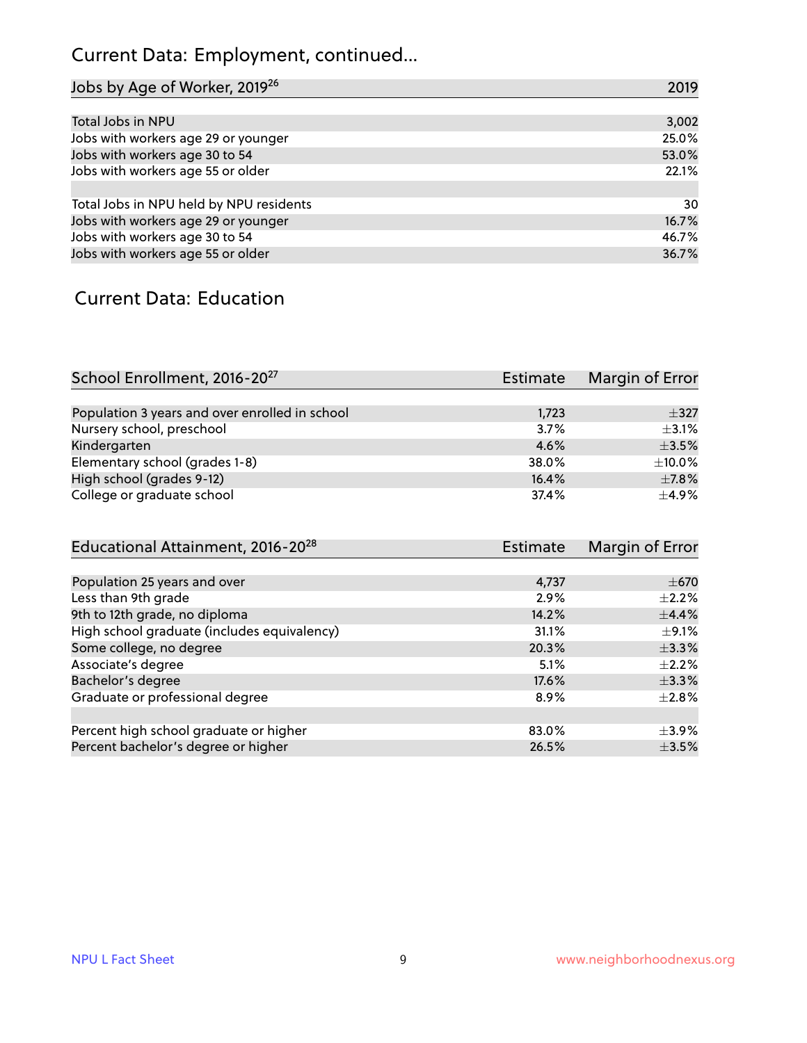## Current Data: Employment, continued...

| Jobs by Age of Worker, 2019[26] | 2019 |
|---|---|
| Total Jobs in NPU | 3,002 |
| Jobs with workers age 29 or younger | 25.0% |
| Jobs with workers age 30 to 54 | 53.0% |
| Jobs with workers age 55 or older | 22.1% |
| | |
| Total Jobs in NPU held by NPU residents | 30 |
| Jobs with workers age 29 or younger | 16.7% |
| Jobs with workers age 30 to 54 | 46.7% |
| Jobs with workers age 55 or older | 36.7% |

## Current Data: Education

| School Enrollment, 2016-20[27] | Estimate | Margin of Error |
|---|---|---|
| Population 3 years and over enrolled in school | 1,723 | ±327 |
| Nursery school, preschool | 3.7% | ±3.1% |
| Kindergarten | 4.6% | ±3.5% |
| Elementary school (grades 1-8) | 38.0% | ±10.0% |
| High school (grades 9-12) | 16.4% | ±7.8% |
| College or graduate school | 37.4% | ±4.9% |

| Educational Attainment, 2016-20[28] | Estimate | Margin of Error |
|---|---|---|
| Population 25 years and over | 4,737 | ±670 |
| Less than 9th grade | 2.9% | ±2.2% |
| 9th to 12th grade, no diploma | 14.2% | ±4.4% |
| High school graduate (includes equivalency) | 31.1% | ±9.1% |
| Some college, no degree | 20.3% | ±3.3% |
| Associate's degree | 5.1% | ±2.2% |
| Bachelor's degree | 17.6% | ±3.3% |
| Graduate or professional degree | 8.9% | ±2.8% |
| | | |
| Percent high school graduate or higher | 83.0% | ±3.9% |
| Percent bachelor's degree or higher | 26.5% | ±3.5% |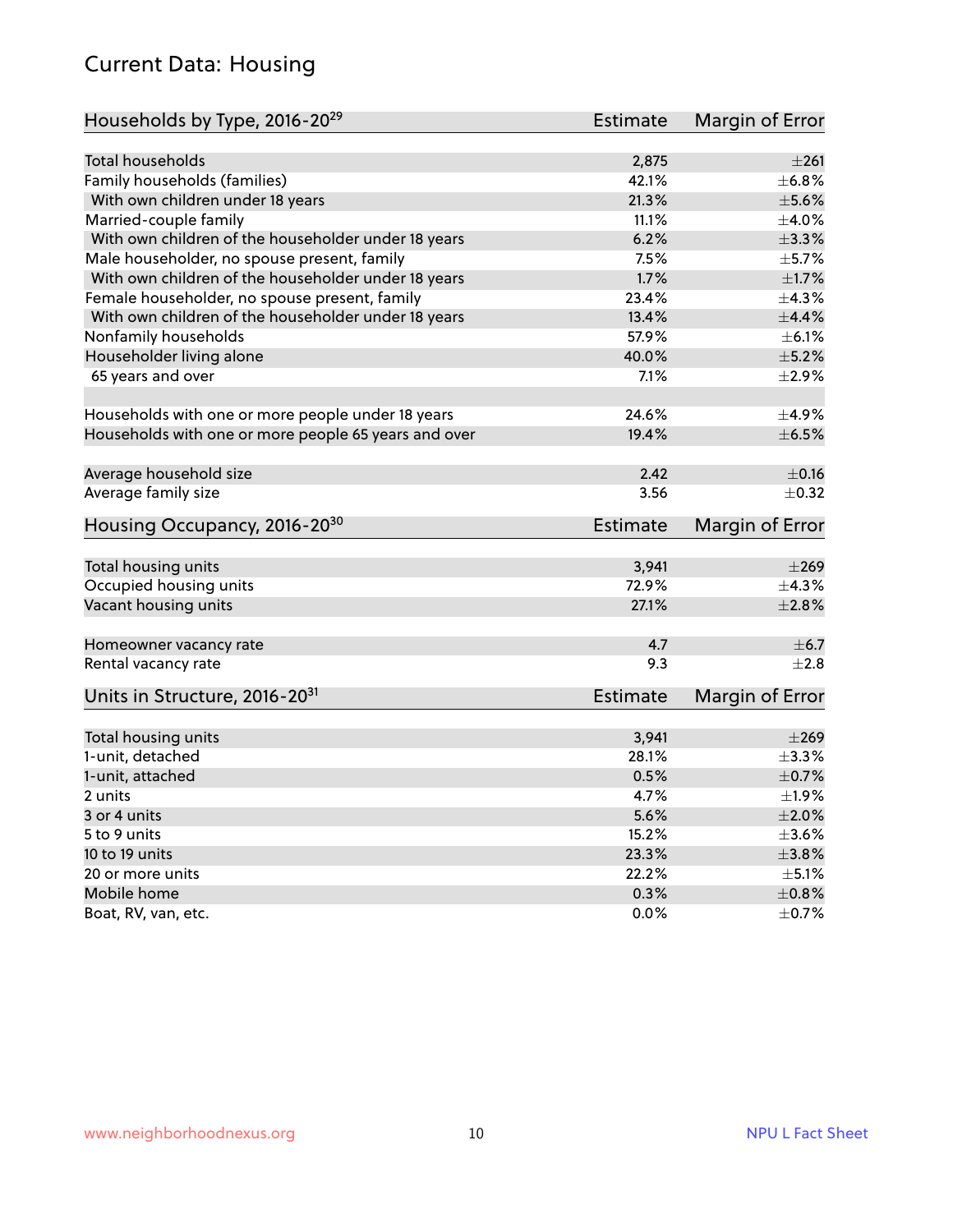## Current Data: Housing

| Households by Type, 2016-20[29] | Estimate | Margin of Error |
|---|---|---|
| Total households | 2,875 | ±261 |
| Family households (families) | 42.1% | ±6.8% |
| With own children under 18 years | 21.3% | ±5.6% |
| Married-couple family | 11.1% | ±4.0% |
| With own children of the householder under 18 years | 6.2% | ±3.3% |
| Male householder, no spouse present, family | 7.5% | ±5.7% |
| With own children of the householder under 18 years | 1.7% | ±1.7% |
| Female householder, no spouse present, family | 23.4% | ±4.3% |
| With own children of the householder under 18 years | 13.4% | ±4.4% |
| Nonfamily households | 57.9% | ±6.1% |
| Householder living alone | 40.0% | ±5.2% |
| 65 years and over | 7.1% | ±2.9% |
| Households with one or more people under 18 years | 24.6% | ±4.9% |
| Households with one or more people 65 years and over | 19.4% | ±6.5% |
| Average household size | 2.42 | ±0.16 |
| Average family size | 3.56 | ±0.32 |

| Housing Occupancy, 2016-20[30] | Estimate | Margin of Error |
|---|---|---|
| Total housing units | 3,941 | ±269 |
| Occupied housing units | 72.9% | ±4.3% |
| Vacant housing units | 27.1% | ±2.8% |
| Homeowner vacancy rate | 4.7 | ±6.7 |
| Rental vacancy rate | 9.3 | ±2.8 |

| Units in Structure, 2016-20[31] | Estimate | Margin of Error |
|---|---|---|
| Total housing units | 3,941 | ±269 |
| 1-unit, detached | 28.1% | ±3.3% |
| 1-unit, attached | 0.5% | ±0.7% |
| 2 units | 4.7% | ±1.9% |
| 3 or 4 units | 5.6% | ±2.0% |
| 5 to 9 units | 15.2% | ±3.6% |
| 10 to 19 units | 23.3% | ±3.8% |
| 20 or more units | 22.2% | ±5.1% |
| Mobile home | 0.3% | ±0.8% |
| Boat, RV, van, etc. | 0.0% | ±0.7% |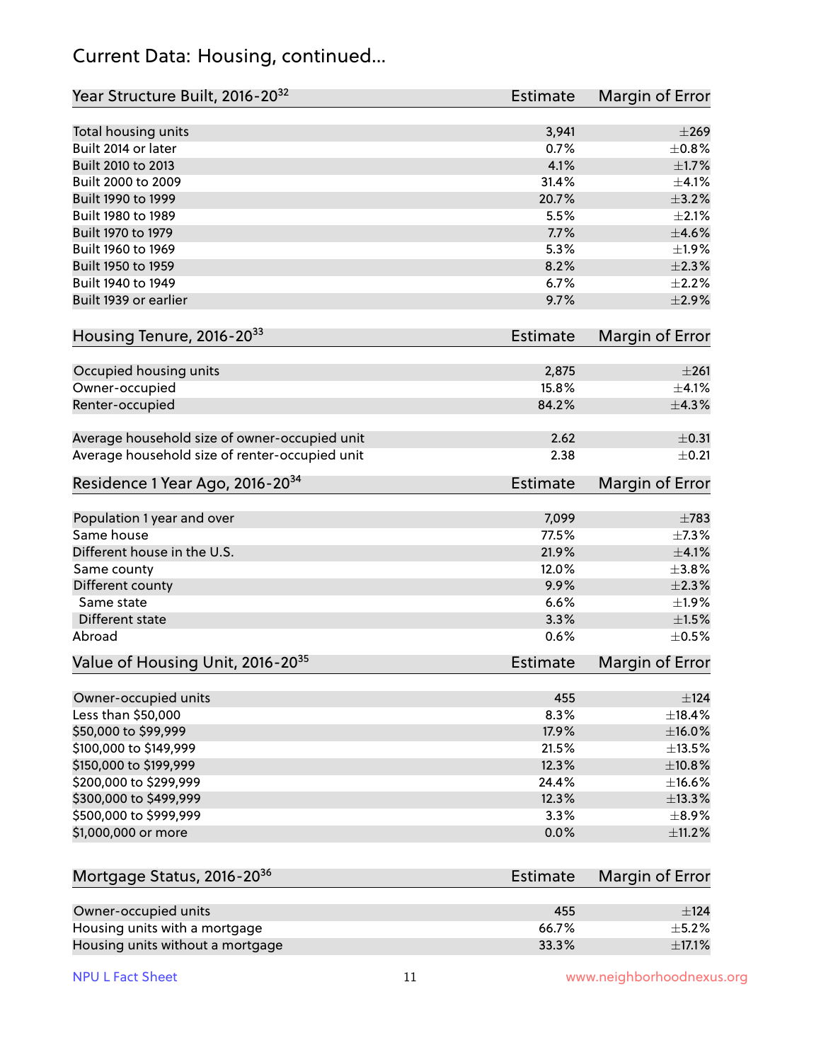## Current Data: Housing, continued...

| Year Structure Built, 2016-20[32] | Estimate | Margin of Error |
|---|---|---|
| Total housing units | 3,941 | ±269 |
| Built 2014 or later | 0.7% | ±0.8% |
| Built 2010 to 2013 | 4.1% | ±1.7% |
| Built 2000 to 2009 | 31.4% | ±4.1% |
| Built 1990 to 1999 | 20.7% | ±3.2% |
| Built 1980 to 1989 | 5.5% | ±2.1% |
| Built 1970 to 1979 | 7.7% | ±4.6% |
| Built 1960 to 1969 | 5.3% | ±1.9% |
| Built 1950 to 1959 | 8.2% | ±2.3% |
| Built 1940 to 1949 | 6.7% | ±2.2% |
| Built 1939 or earlier | 9.7% | ±2.9% |

| Housing Tenure, 2016-20[33] | Estimate | Margin of Error |
|---|---|---|
| Occupied housing units | 2,875 | ±261 |
| Owner-occupied | 15.8% | ±4.1% |
| Renter-occupied | 84.2% | ±4.3% |
| Average household size of owner-occupied unit | 2.62 | ±0.31 |
| Average household size of renter-occupied unit | 2.38 | ±0.21 |

| Residence 1 Year Ago, 2016-20[34] | Estimate | Margin of Error |
|---|---|---|
| Population 1 year and over | 7,099 | ±783 |
| Same house | 77.5% | ±7.3% |
| Different house in the U.S. | 21.9% | ±4.1% |
| Same county | 12.0% | ±3.8% |
| Different county | 9.9% | ±2.3% |
| Same state | 6.6% | ±1.9% |
| Different state | 3.3% | ±1.5% |
| Abroad | 0.6% | ±0.5% |

| Value of Housing Unit, 2016-20[35] | Estimate | Margin of Error |
|---|---|---|
| Owner-occupied units | 455 | ±124 |
| Less than $50,000 | 8.3% | ±18.4% |
| $50,000 to $99,999 | 17.9% | ±16.0% |
| $100,000 to $149,999 | 21.5% | ±13.5% |
| $150,000 to $199,999 | 12.3% | ±10.8% |
| $200,000 to $299,999 | 24.4% | ±16.6% |
| $300,000 to $499,999 | 12.3% | ±13.3% |
| $500,000 to $999,999 | 3.3% | ±8.9% |
| $1,000,000 or more | 0.0% | ±11.2% |

| Mortgage Status, 2016-20[36] | Estimate | Margin of Error |
|---|---|---|
| Owner-occupied units | 455 | ±124 |
| Housing units with a mortgage | 66.7% | ±5.2% |
| Housing units without a mortgage | 33.3% | ±17.1% |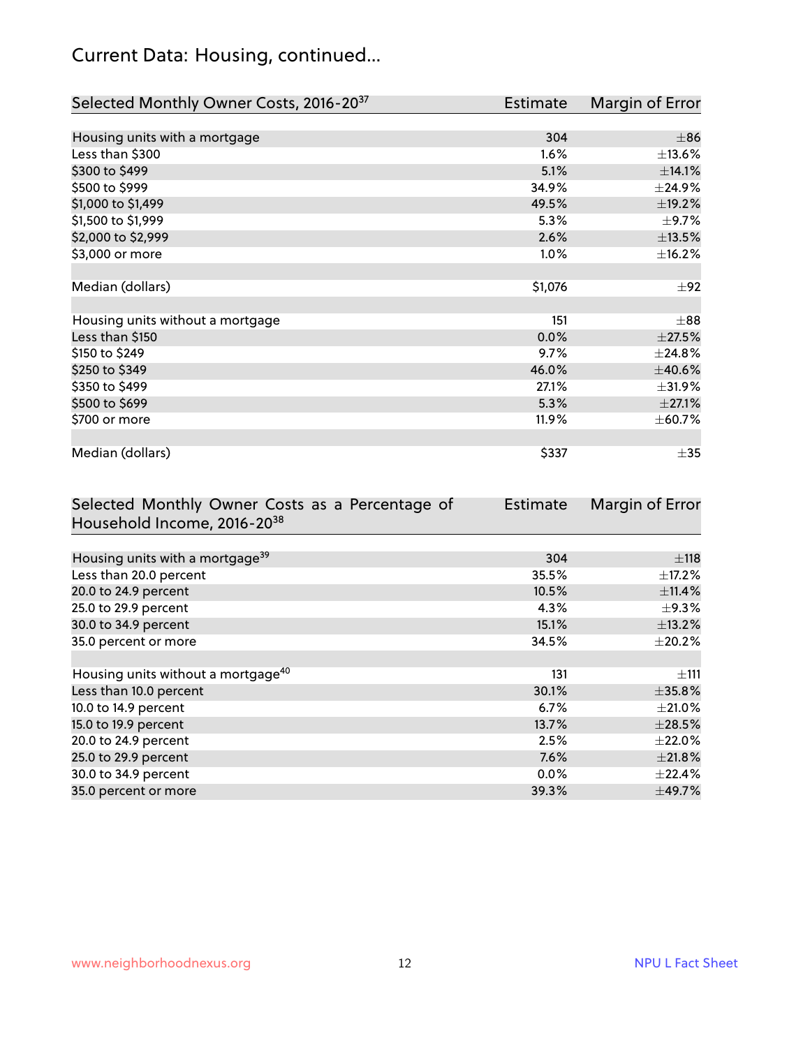## Current Data: Housing, continued...

| Selected Monthly Owner Costs, 2016-20[37] | Estimate | Margin of Error |
|---|---|---|
| Housing units with a mortgage | 304 | ±86 |
| Less than $300 | 1.6% | ±13.6% |
| $300 to $499 | 5.1% | ±14.1% |
| $500 to $999 | 34.9% | ±24.9% |
| $1,000 to $1,499 | 49.5% | ±19.2% |
| $1,500 to $1,999 | 5.3% | ±9.7% |
| $2,000 to $2,999 | 2.6% | ±13.5% |
| $3,000 or more | 1.0% | ±16.2% |
| | | |
| Median (dollars) | $1,076 | ±92 |
| | | |
| Housing units without a mortgage | 151 | ±88 |
| Less than $150 | 0.0% | ±27.5% |
| $150 to $249 | 9.7% | ±24.8% |
| $250 to $349 | 46.0% | ±40.6% |
| $350 to $499 | 27.1% | ±31.9% |
| $500 to $699 | 5.3% | ±27.1% |
| $700 or more | 11.9% | ±60.7% |
| | | |
| Median (dollars) | $337 | ±35 |

| Selected Monthly Owner Costs as a Percentage of Household Income, 2016-20[38] | Estimate | Margin of Error |
|---|---|---|
| Housing units with a mortgage[39] | 304 | ±118 |
| Less than 20.0 percent | 35.5% | ±17.2% |
| 20.0 to 24.9 percent | 10.5% | ±11.4% |
| 25.0 to 29.9 percent | 4.3% | ±9.3% |
| 30.0 to 34.9 percent | 15.1% | ±13.2% |
| 35.0 percent or more | 34.5% | ±20.2% |
| | | |
| Housing units without a mortgage[40] | 131 | ±111 |
| Less than 10.0 percent | 30.1% | ±35.8% |
| 10.0 to 14.9 percent | 6.7% | ±21.0% |
| 15.0 to 19.9 percent | 13.7% | ±28.5% |
| 20.0 to 24.9 percent | 2.5% | ±22.0% |
| 25.0 to 29.9 percent | 7.6% | ±21.8% |
| 30.0 to 34.9 percent | 0.0% | ±22.4% |
| 35.0 percent or more | 39.3% | ±49.7% |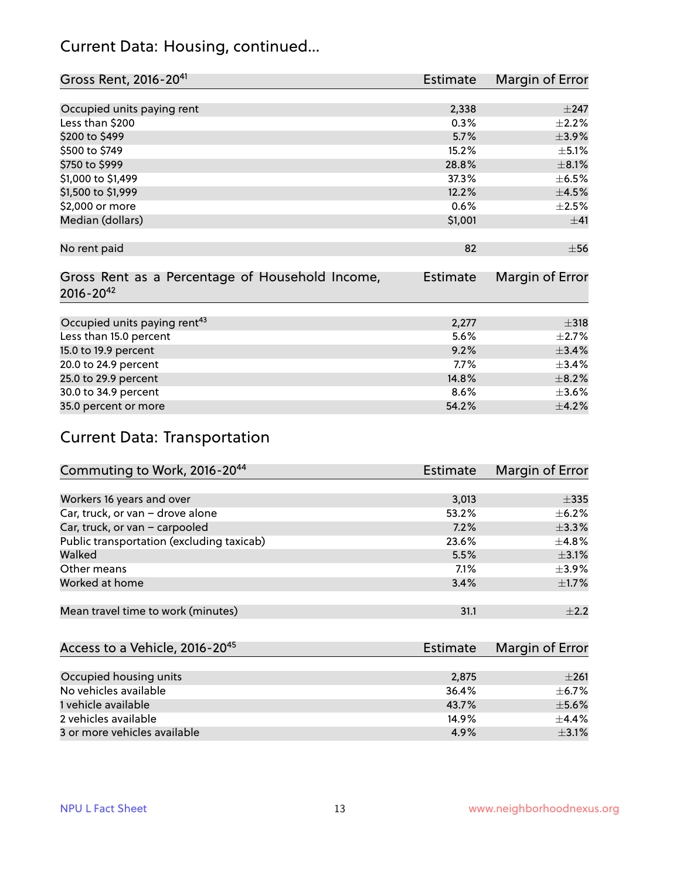## Current Data: Housing, continued...

| Gross Rent, 2016-20[41] | Estimate | Margin of Error |
|---|---|---|
| Occupied units paying rent | 2,338 | ±247 |
| Less than $200 | 0.3% | ±2.2% |
| $200 to $499 | 5.7% | ±3.9% |
| $500 to $749 | 15.2% | ±5.1% |
| $750 to $999 | 28.8% | ±8.1% |
| $1,000 to $1,499 | 37.3% | ±6.5% |
| $1,500 to $1,999 | 12.2% | ±4.5% |
| $2,000 or more | 0.6% | ±2.5% |
| Median (dollars) | $1,001 | ±41 |
| No rent paid | 82 | ±56 |

| Gross Rent as a Percentage of Household Income, 2016-20[42] | Estimate | Margin of Error |
|---|---|---|
| Occupied units paying rent[43] | 2,277 | ±318 |
| Less than 15.0 percent | 5.6% | ±2.7% |
| 15.0 to 19.9 percent | 9.2% | ±3.4% |
| 20.0 to 24.9 percent | 7.7% | ±3.4% |
| 25.0 to 29.9 percent | 14.8% | ±8.2% |
| 30.0 to 34.9 percent | 8.6% | ±3.6% |
| 35.0 percent or more | 54.2% | ±4.2% |

## Current Data: Transportation

| Commuting to Work, 2016-20[44] | Estimate | Margin of Error |
|---|---|---|
| Workers 16 years and over | 3,013 | ±335 |
| Car, truck, or van – drove alone | 53.2% | ±6.2% |
| Car, truck, or van – carpooled | 7.2% | ±3.3% |
| Public transportation (excluding taxicab) | 23.6% | ±4.8% |
| Walked | 5.5% | ±3.1% |
| Other means | 7.1% | ±3.9% |
| Worked at home | 3.4% | ±1.7% |
| Mean travel time to work (minutes) | 31.1 | ±2.2 |

| Access to a Vehicle, 2016-20[45] | Estimate | Margin of Error |
|---|---|---|
| Occupied housing units | 2,875 | ±261 |
| No vehicles available | 36.4% | ±6.7% |
| 1 vehicle available | 43.7% | ±5.6% |
| 2 vehicles available | 14.9% | ±4.4% |
| 3 or more vehicles available | 4.9% | ±3.1% |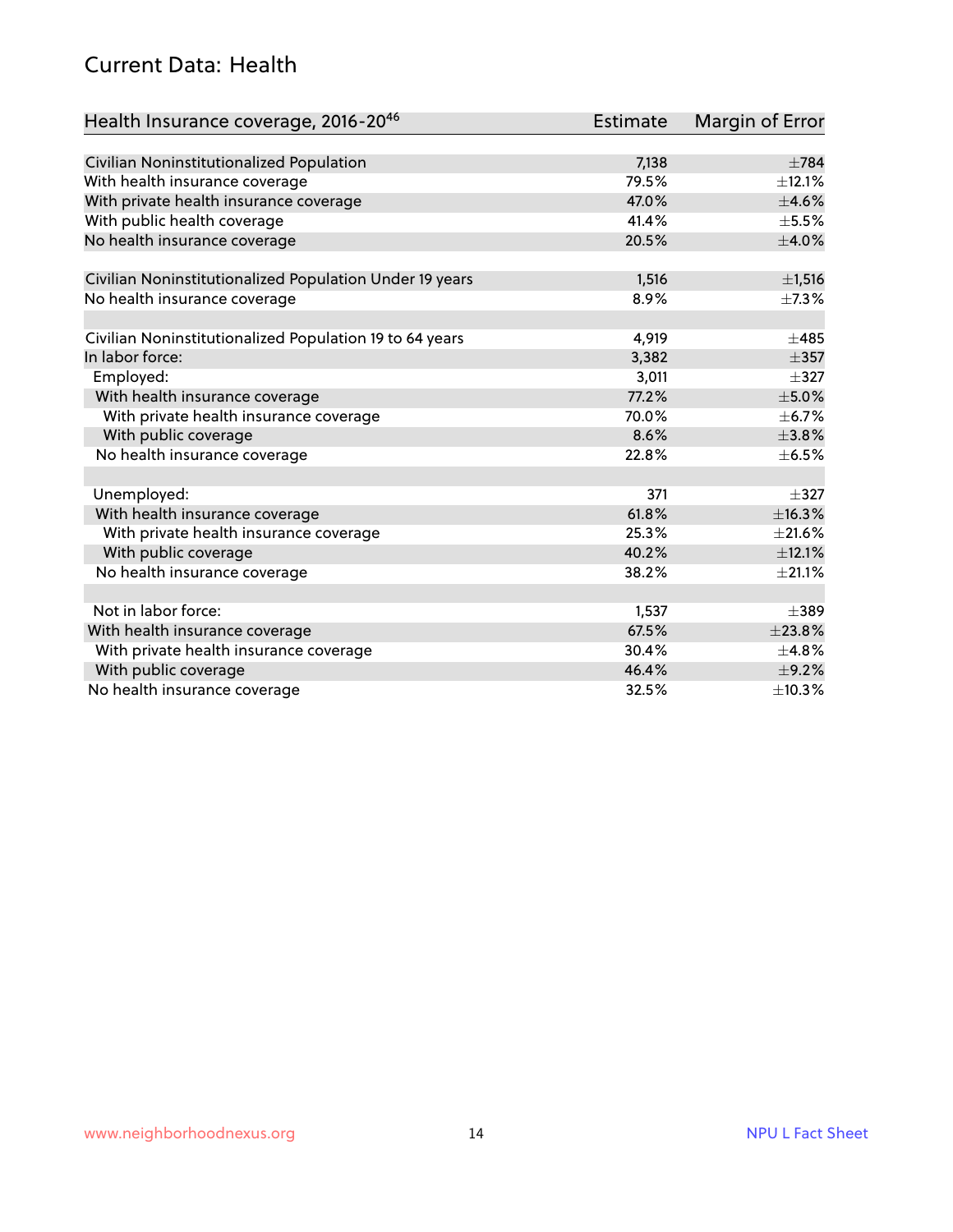## Current Data: Health

| Health Insurance coverage, 2016-20[46] | Estimate | Margin of Error |
|---|---|---|
| Civilian Noninstitutionalized Population | 7,138 | ±784 |
| With health insurance coverage | 79.5% | ±12.1% |
| With private health insurance coverage | 47.0% | ±4.6% |
| With public health coverage | 41.4% | ±5.5% |
| No health insurance coverage | 20.5% | ±4.0% |
| | | |
| Civilian Noninstitutionalized Population Under 19 years | 1,516 | ±1,516 |
| No health insurance coverage | 8.9% | ±7.3% |
| | | |
| Civilian Noninstitutionalized Population 19 to 64 years | 4,919 | ±485 |
| In labor force: | 3,382 | ±357 |
| Employed: | 3,011 | ±327 |
| With health insurance coverage | 77.2% | ±5.0% |
| With private health insurance coverage | 70.0% | ±6.7% |
| With public coverage | 8.6% | ±3.8% |
| No health insurance coverage | 22.8% | ±6.5% |
| | | |
| Unemployed: | 371 | ±327 |
| With health insurance coverage | 61.8% | ±16.3% |
| With private health insurance coverage | 25.3% | ±21.6% |
| With public coverage | 40.2% | ±12.1% |
| No health insurance coverage | 38.2% | ±21.1% |
| | | |
| Not in labor force: | 1,537 | ±389 |
| With health insurance coverage | 67.5% | ±23.8% |
| With private health insurance coverage | 30.4% | ±4.8% |
| With public coverage | 46.4% | ±9.2% |
| No health insurance coverage | 32.5% | ±10.3% |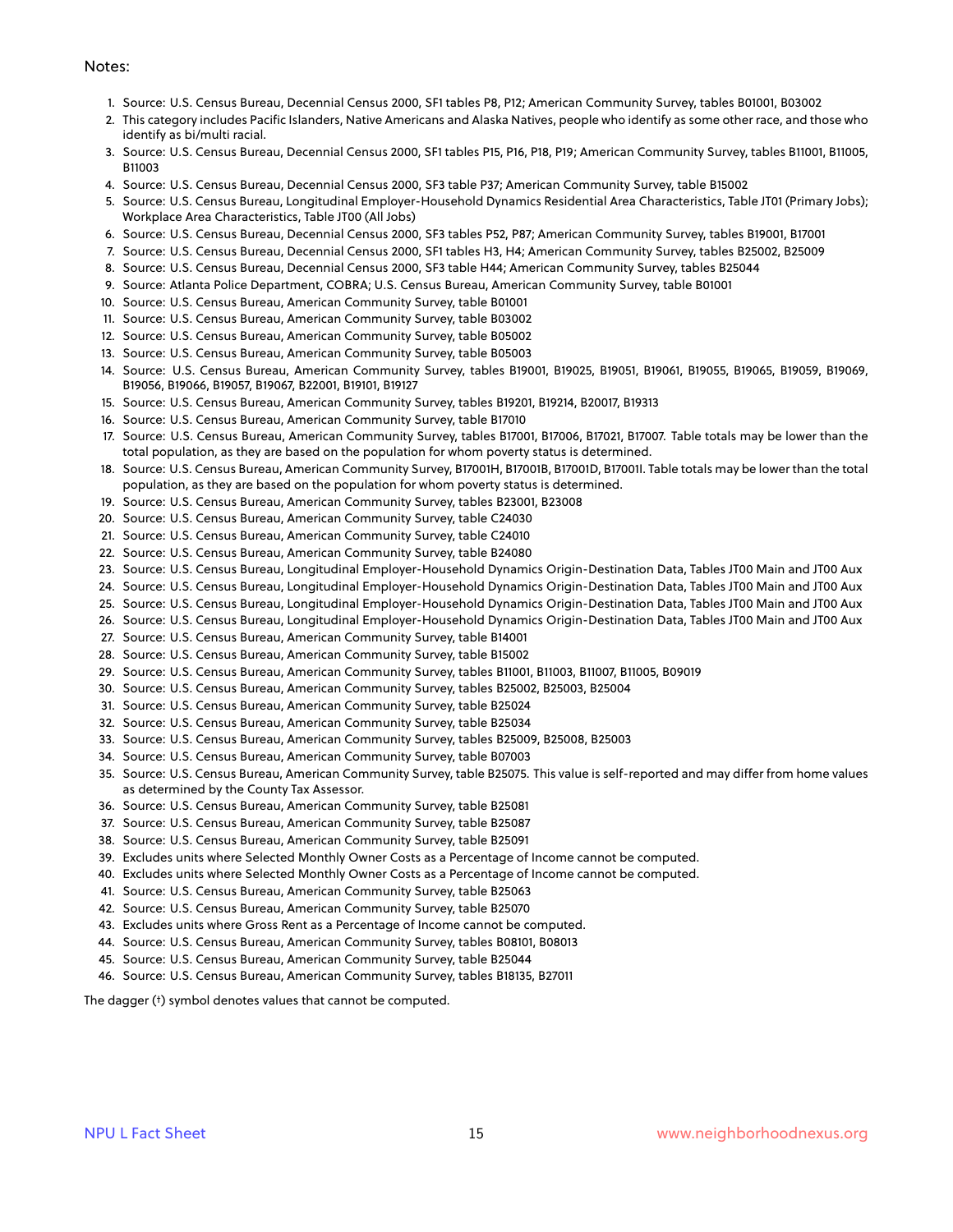Notes:

1. Source: U.S. Census Bureau, Decennial Census 2000, SF1 tables P8, P12; American Community Survey, tables B01001, B03002
2. This category includes Pacific Islanders, Native Americans and Alaska Natives, people who identify as some other race, and those who identify as bi/multi racial.
3. Source: U.S. Census Bureau, Decennial Census 2000, SF1 tables P15, P16, P18, P19; American Community Survey, tables B11001, B11005, B11003
4. Source: U.S. Census Bureau, Decennial Census 2000, SF3 table P37; American Community Survey, table B15002
5. Source: U.S. Census Bureau, Longitudinal Employer-Household Dynamics Residential Area Characteristics, Table JT01 (Primary Jobs); Workplace Area Characteristics, Table JT00 (All Jobs)
6. Source: U.S. Census Bureau, Decennial Census 2000, SF3 tables P52, P87; American Community Survey, tables B19001, B17001
7. Source: U.S. Census Bureau, Decennial Census 2000, SF1 tables H3, H4; American Community Survey, tables B25002, B25009
8. Source: U.S. Census Bureau, Decennial Census 2000, SF3 table H44; American Community Survey, tables B25044
9. Source: Atlanta Police Department, COBRA; U.S. Census Bureau, American Community Survey, table B01001
10. Source: U.S. Census Bureau, American Community Survey, table B01001
11. Source: U.S. Census Bureau, American Community Survey, table B03002
12. Source: U.S. Census Bureau, American Community Survey, table B05002
13. Source: U.S. Census Bureau, American Community Survey, table B05003
14. Source: U.S. Census Bureau, American Community Survey, tables B19001, B19025, B19051, B19061, B19055, B19065, B19059, B19069, B19056, B19066, B19057, B19067, B22001, B19101, B19127
15. Source: U.S. Census Bureau, American Community Survey, tables B19201, B19214, B20017, B19313
16. Source: U.S. Census Bureau, American Community Survey, table B17010
17. Source: U.S. Census Bureau, American Community Survey, tables B17001, B17006, B17021, B17007. Table totals may be lower than the total population, as they are based on the population for whom poverty status is determined.
18. Source: U.S. Census Bureau, American Community Survey, B17001H, B17001B, B17001D, B17001I. Table totals may be lower than the total population, as they are based on the population for whom poverty status is determined.
19. Source: U.S. Census Bureau, American Community Survey, tables B23001, B23008
20. Source: U.S. Census Bureau, American Community Survey, table C24030
21. Source: U.S. Census Bureau, American Community Survey, table C24010
22. Source: U.S. Census Bureau, American Community Survey, table B24080
23. Source: U.S. Census Bureau, Longitudinal Employer-Household Dynamics Origin-Destination Data, Tables JT00 Main and JT00 Aux
24. Source: U.S. Census Bureau, Longitudinal Employer-Household Dynamics Origin-Destination Data, Tables JT00 Main and JT00 Aux
25. Source: U.S. Census Bureau, Longitudinal Employer-Household Dynamics Origin-Destination Data, Tables JT00 Main and JT00 Aux
26. Source: U.S. Census Bureau, Longitudinal Employer-Household Dynamics Origin-Destination Data, Tables JT00 Main and JT00 Aux
27. Source: U.S. Census Bureau, American Community Survey, table B14001
28. Source: U.S. Census Bureau, American Community Survey, table B15002
29. Source: U.S. Census Bureau, American Community Survey, tables B11001, B11003, B11007, B11005, B09019
30. Source: U.S. Census Bureau, American Community Survey, tables B25002, B25003, B25004
31. Source: U.S. Census Bureau, American Community Survey, table B25024
32. Source: U.S. Census Bureau, American Community Survey, table B25034
33. Source: U.S. Census Bureau, American Community Survey, tables B25009, B25008, B25003
34. Source: U.S. Census Bureau, American Community Survey, table B07003
35. Source: U.S. Census Bureau, American Community Survey, table B25075. This value is self-reported and may differ from home values as determined by the County Tax Assessor.
36. Source: U.S. Census Bureau, American Community Survey, table B25081
37. Source: U.S. Census Bureau, American Community Survey, table B25087
38. Source: U.S. Census Bureau, American Community Survey, table B25091
39. Excludes units where Selected Monthly Owner Costs as a Percentage of Income cannot be computed.
40. Excludes units where Selected Monthly Owner Costs as a Percentage of Income cannot be computed.
41. Source: U.S. Census Bureau, American Community Survey, table B25063
42. Source: U.S. Census Bureau, American Community Survey, table B25070
43. Excludes units where Gross Rent as a Percentage of Income cannot be computed.
44. Source: U.S. Census Bureau, American Community Survey, tables B08101, B08013
45. Source: U.S. Census Bureau, American Community Survey, table B25044
46. Source: U.S. Census Bureau, American Community Survey, tables B18135, B27011

The dagger (†) symbol denotes values that cannot be computed.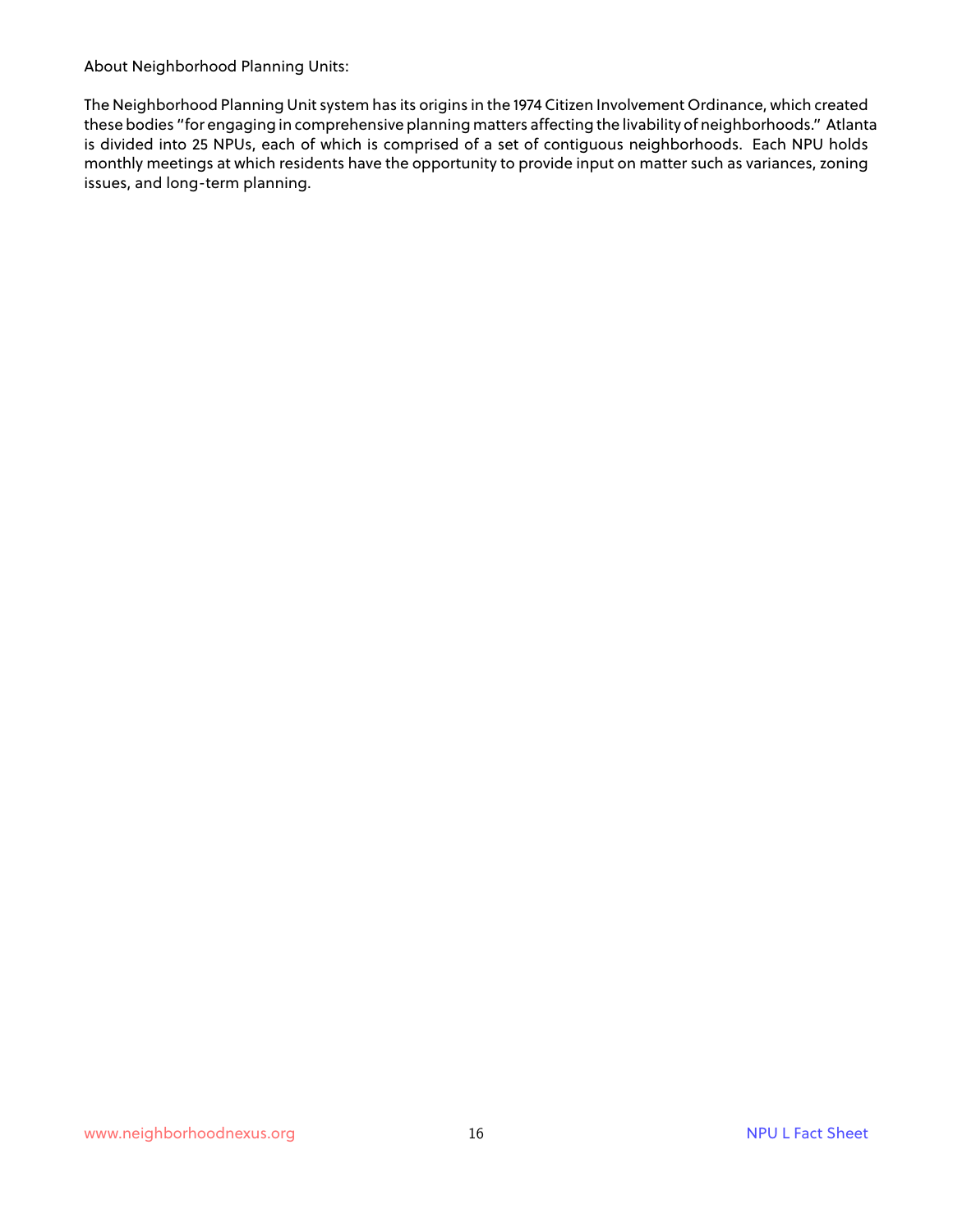About Neighborhood Planning Units:

The Neighborhood Planning Unit system has its origins in the 1974 Citizen Involvement Ordinance, which created these bodies "for engaging in comprehensive planning matters affecting the livability of neighborhoods." Atlanta is divided into 25 NPUs, each of which is comprised of a set of contiguous neighborhoods. Each NPU holds monthly meetings at which residents have the opportunity to provide input on matter such as variances, zoning issues, and long-term planning.